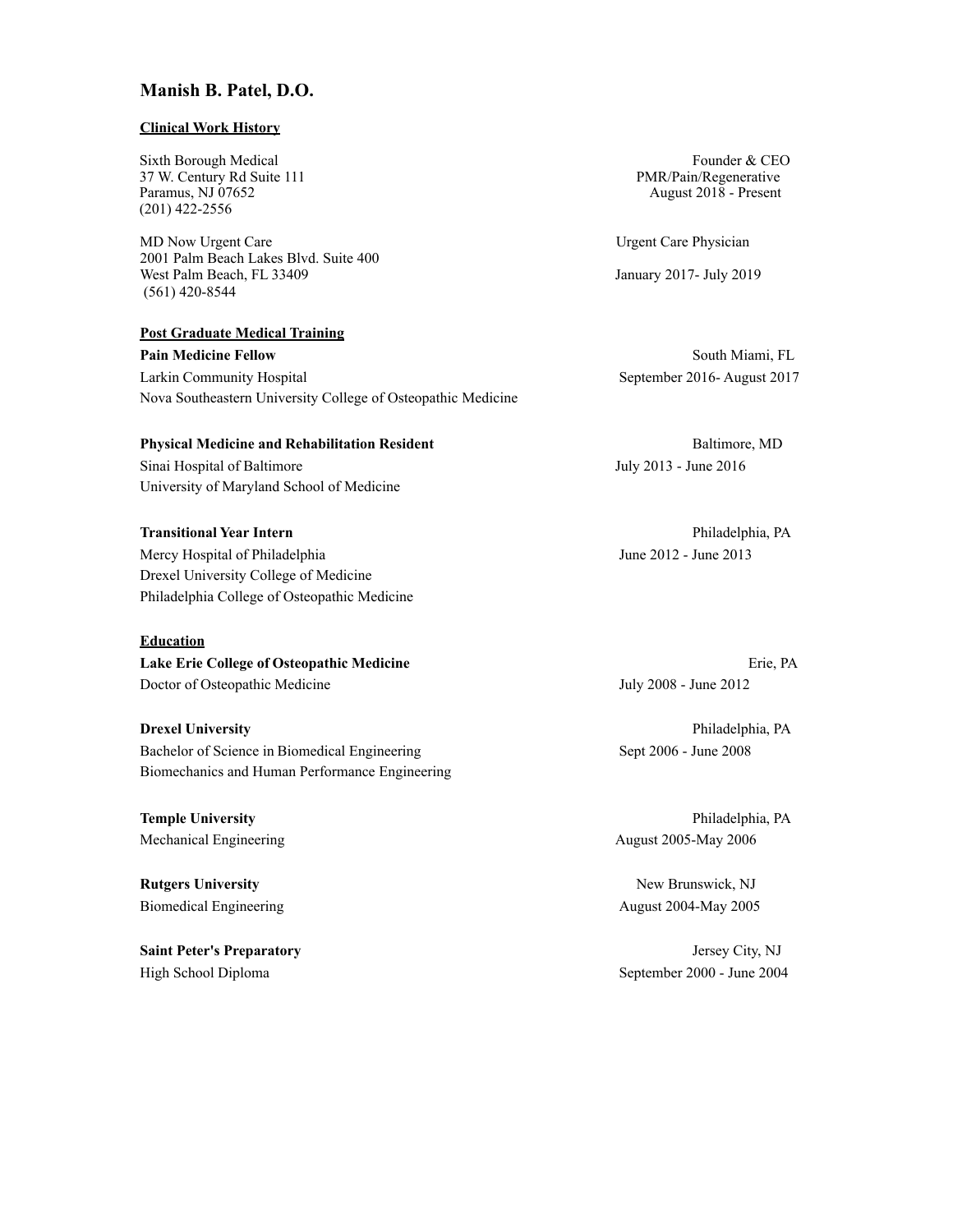# Manish B. Patel, D.O.

## Clinical Work History

Sixth Borough Medical
37 W. Century Rd Suite 111
Paramus, NJ 07652
(201) 422-2556

Founder & CEO
PMR/Pain/Regenerative
August 2018 - Present

MD Now Urgent Care
2001 Palm Beach Lakes Blvd. Suite 400
West Palm Beach, FL 33409
(561) 420-8544

Urgent Care Physician
January 2017- July 2019

## Post Graduate Medical Training

**Pain Medicine Fellow** — South Miami, FL
Larkin Community Hospital — September 2016- August 2017
Nova Southeastern University College of Osteopathic Medicine

**Physical Medicine and Rehabilitation Resident** — Baltimore, MD
Sinai Hospital of Baltimore — July 2013 - June 2016
University of Maryland School of Medicine

**Transitional Year Intern** — Philadelphia, PA
Mercy Hospital of Philadelphia — June 2012 - June 2013
Drexel University College of Medicine
Philadelphia College of Osteopathic Medicine

## Education

**Lake Erie College of Osteopathic Medicine** — Erie, PA
Doctor of Osteopathic Medicine — July 2008 - June 2012

**Drexel University** — Philadelphia, PA
Bachelor of Science in Biomedical Engineering — Sept 2006 - June 2008
Biomechanics and Human Performance Engineering

**Temple University** — Philadelphia, PA
Mechanical Engineering — August 2005-May 2006

**Rutgers University** — New Brunswick, NJ
Biomedical Engineering — August 2004-May 2005

**Saint Peter's Preparatory** — Jersey City, NJ
High School Diploma — September 2000 - June 2004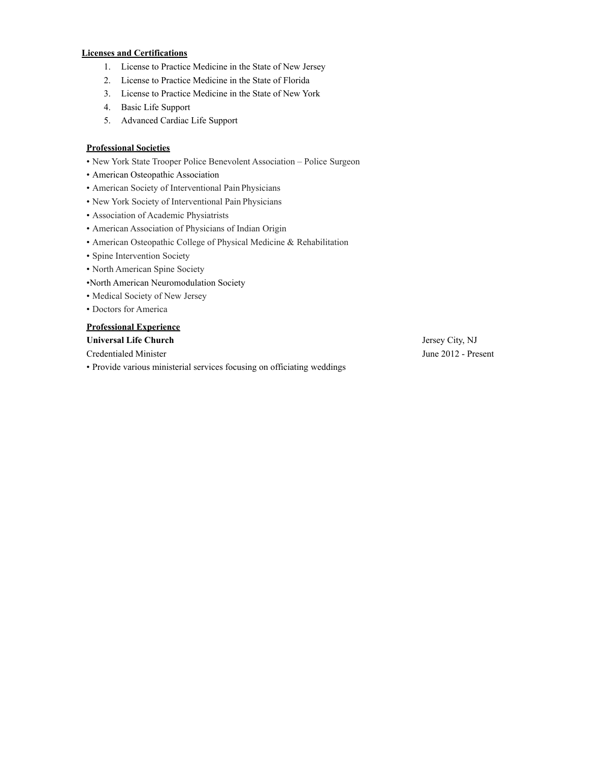## Licenses and Certifications

1. License to Practice Medicine in the State of New Jersey
2. License to Practice Medicine in the State of Florida
3. License to Practice Medicine in the State of New York
4. Basic Life Support
5. Advanced Cardiac Life Support

## Professional Societies

- New York State Trooper Police Benevolent Association – Police Surgeon
- American Osteopathic Association
- American Society of Interventional Pain Physicians
- New York Society of Interventional Pain Physicians
- Association of Academic Physiatrists
- American Association of Physicians of Indian Origin
- American Osteopathic College of Physical Medicine & Rehabilitation
- Spine Intervention Society
- North American Spine Society
- North American Neuromodulation Society
- Medical Society of New Jersey
- Doctors for America

## Professional Experience

**Universal Life Church** — Jersey City, NJ

Credentialed Minister — June 2012 - Present

- Provide various ministerial services focusing on officiating weddings